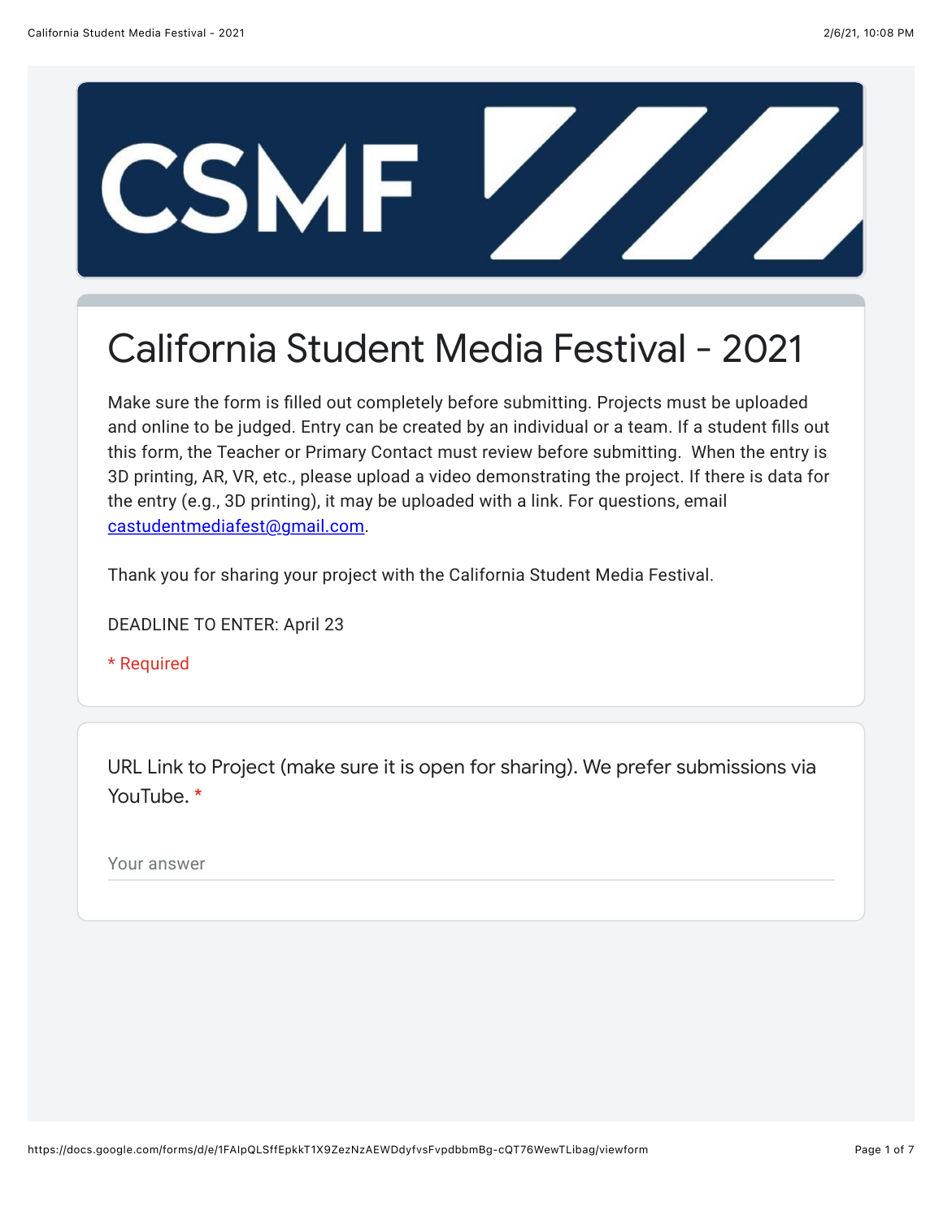# California Student Media Festival - 2021

Make sure the form is filled out completely before submitting. Projects must be uploaded and online to be judged. Entry can be created by an individual or a team. If a student fills out this form, the Teacher or Primary Contact must review before submitting. When the entry is 3D printing, AR, VR, etc., please upload a video demonstrating the project. If there is data for the entry (e.g., 3D printing), it may be uploaded with a link. For questions, email [castudentmediafest@gmail.com](mailto:castudentmediafest@gmail.com).

Thank you for sharing your project with the California Student Media Festival.

DEADLINE TO ENTER: April 23

\* Required

URL Link to Project (make sure it is open for sharing). We prefer submissions via YouTube. *

Your answer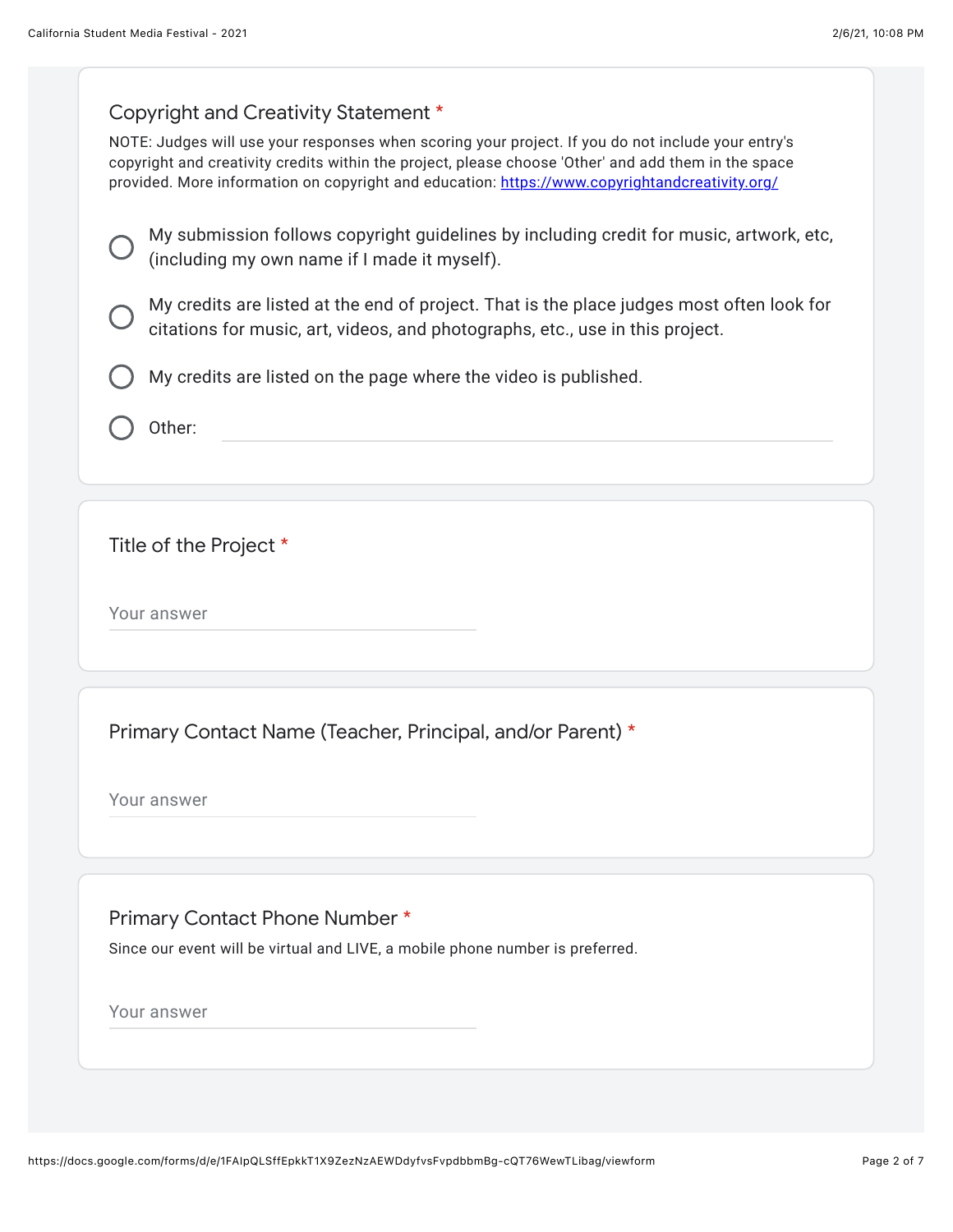### Copyright and Creativity Statement *

NOTE: Judges will use your responses when scoring your project. If you do not include your entry's copyright and creativity credits within the project, please choose 'Other' and add them in the space provided. More information on copyright and education: [https://www.copyrightandcreativity.org/](https://www.copyrightandcreativity.org/)

- ○ My submission follows copyright guidelines by including credit for music, artwork, etc, (including my own name if I made it myself).
- ○ My credits are listed at the end of project. That is the place judges most often look for citations for music, art, videos, and photographs, etc., use in this project.
- ○ My credits are listed on the page where the video is published.
- ○ Other: ____________________

### Title of the Project *

Your answer ____________________

### Primary Contact Name (Teacher, Principal, and/or Parent) *

Your answer ____________________

### Primary Contact Phone Number *

Since our event will be virtual and LIVE, a mobile phone number is preferred.

Your answer ____________________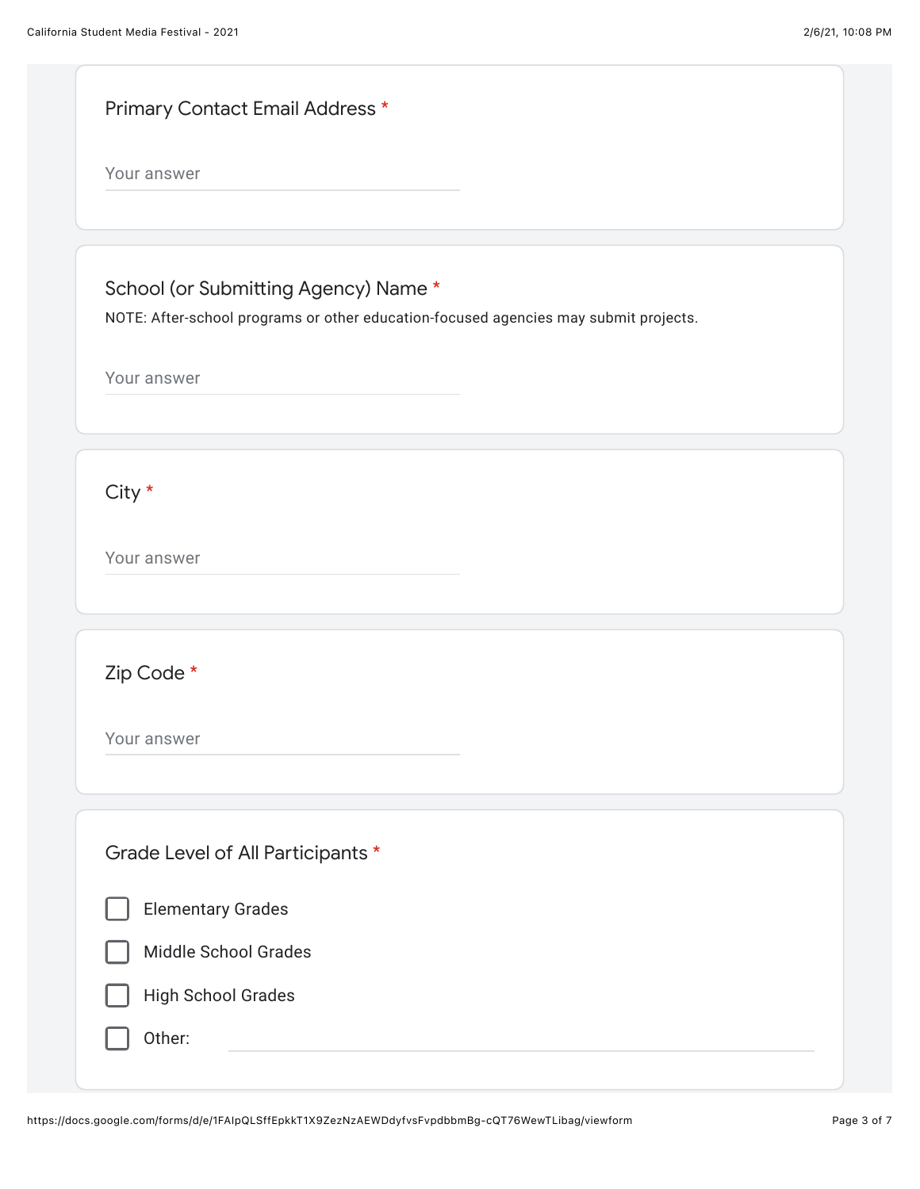Primary Contact Email Address *

Your answer

School (or Submitting Agency) Name *

NOTE: After-school programs or other education-focused agencies may submit projects.

Your answer

City *

Your answer

Zip Code *

Your answer

Grade Level of All Participants *

- [ ] Elementary Grades
- [ ] Middle School Grades
- [ ] High School Grades
- [ ] Other: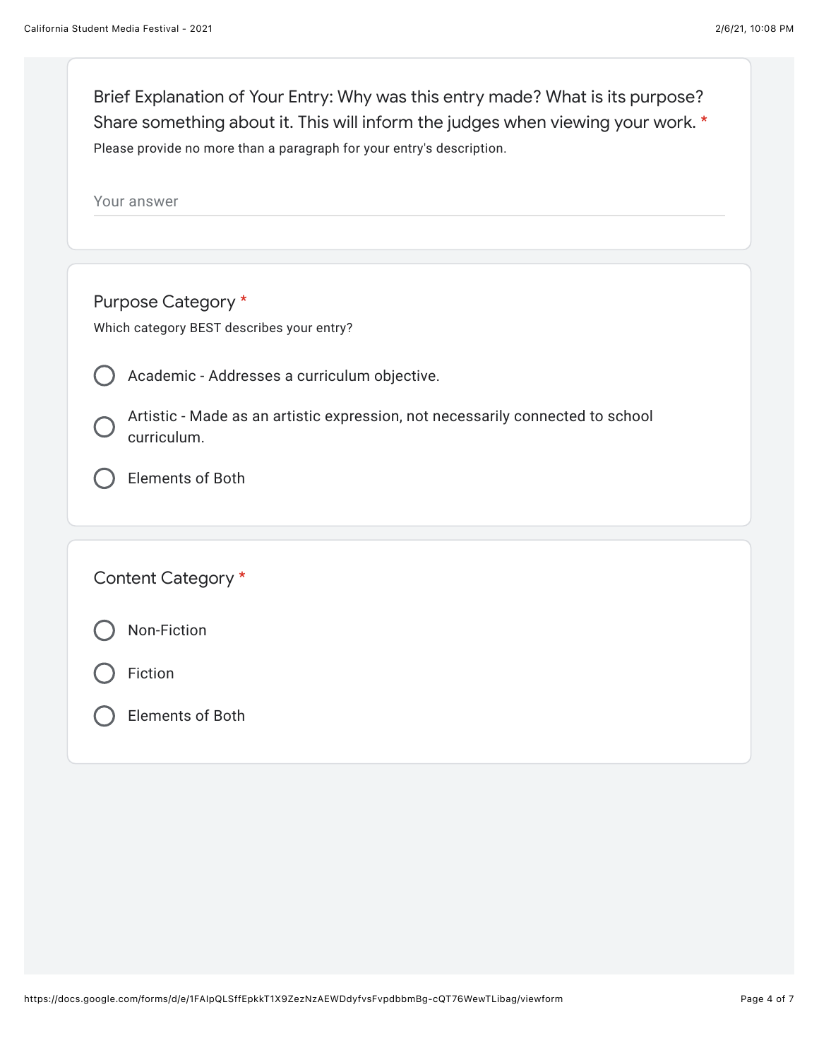Brief Explanation of Your Entry: Why was this entry made? What is its purpose? Share something about it. This will inform the judges when viewing your work. *

Please provide no more than a paragraph for your entry's description.

Your answer

---

Purpose Category *

Which category BEST describes your entry?

- ◯ Academic - Addresses a curriculum objective.
- ◯ Artistic - Made as an artistic expression, not necessarily connected to school curriculum.
- ◯ Elements of Both

---

Content Category *

- ◯ Non-Fiction
- ◯ Fiction
- ◯ Elements of Both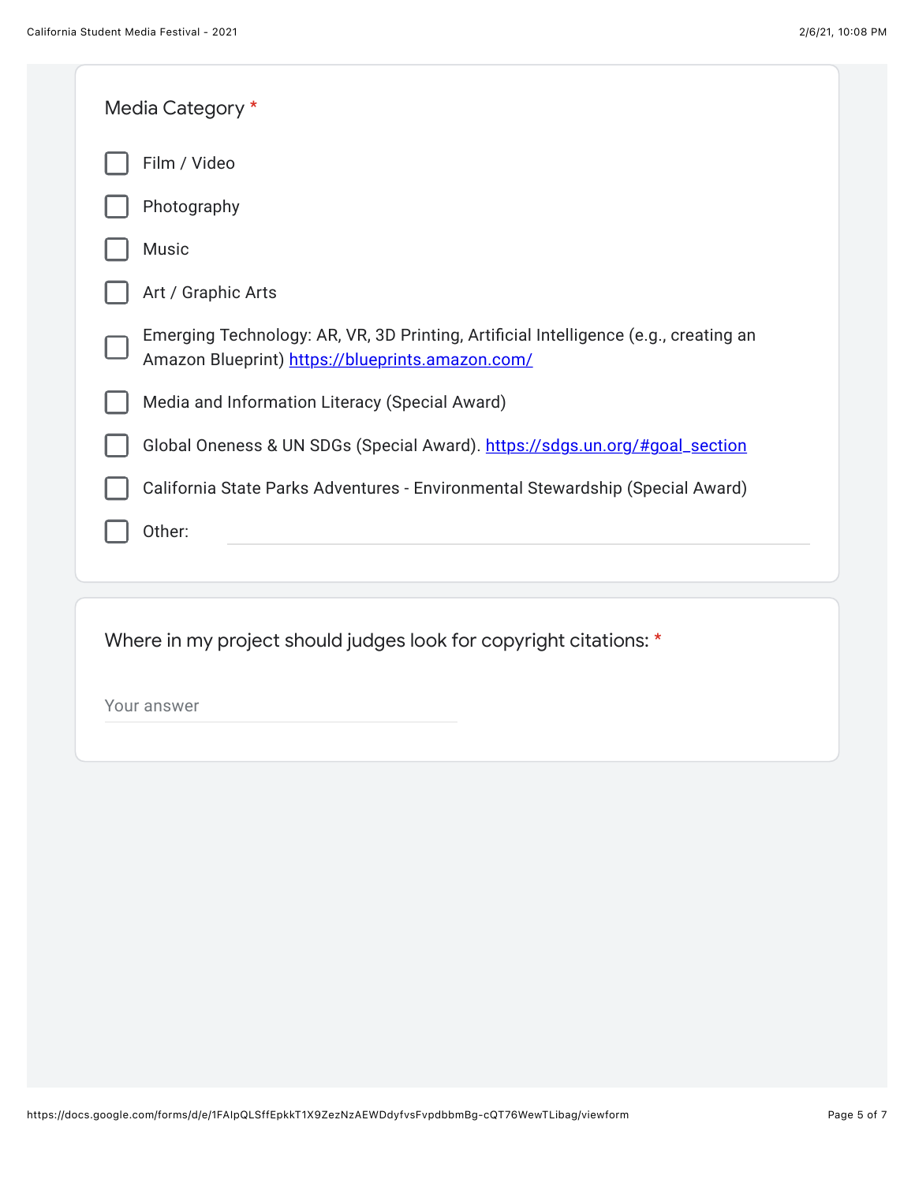Media Category *

- [ ] Film / Video
- [ ] Photography
- [ ] Music
- [ ] Art / Graphic Arts
- [ ] Emerging Technology: AR, VR, 3D Printing, Artificial Intelligence (e.g., creating an Amazon Blueprint) https://blueprints.amazon.com/
- [ ] Media and Information Literacy (Special Award)
- [ ] Global Oneness & UN SDGs (Special Award). https://sdgs.un.org/#goal_section
- [ ] California State Parks Adventures - Environmental Stewardship (Special Award)
- [ ] Other: ____________

Where in my project should judges look for copyright citations: *

Your answer ____________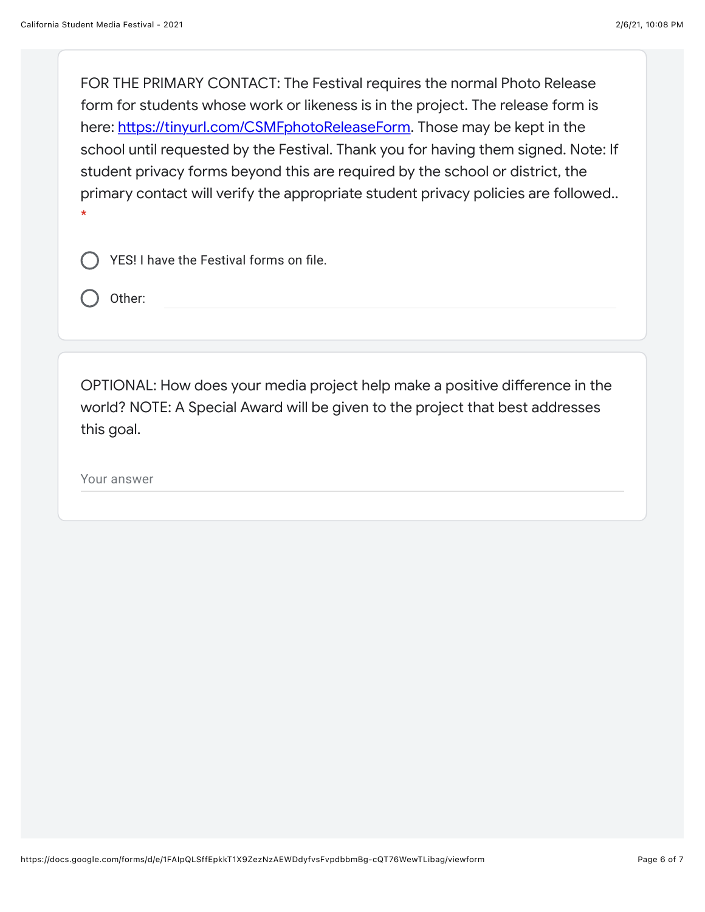FOR THE PRIMARY CONTACT: The Festival requires the normal Photo Release form for students whose work or likeness is in the project. The release form is here: https://tinyurl.com/CSMFphotoReleaseForm. Those may be kept in the school until requested by the Festival. Thank you for having them signed. Note: If student privacy forms beyond this are required by the school or district, the primary contact will verify the appropriate student privacy policies are followed.. *

- YES! I have the Festival forms on file.
- Other: ______________________

OPTIONAL: How does your media project help make a positive difference in the world? NOTE: A Special Award will be given to the project that best addresses this goal.

Your answer ______________________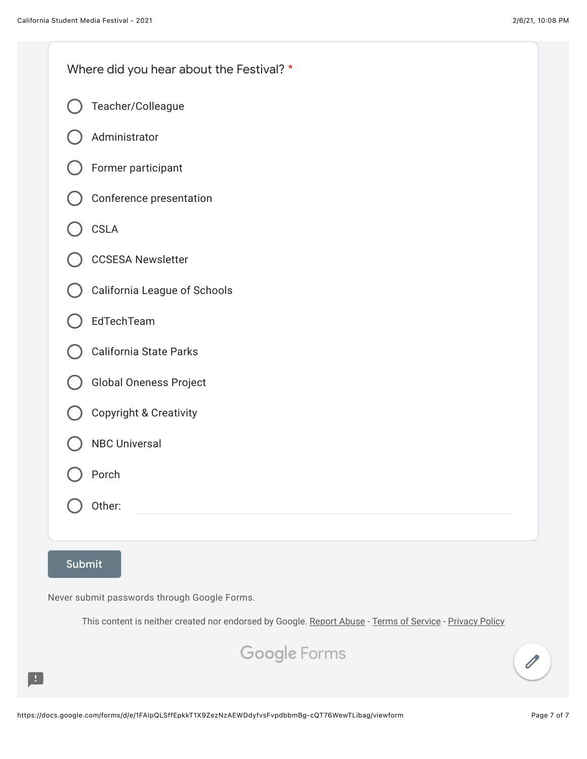Where did you hear about the Festival? *

- ◯ Teacher/Colleague
- ◯ Administrator
- ◯ Former participant
- ◯ Conference presentation
- ◯ CSLA
- ◯ CCSESA Newsletter
- ◯ California League of Schools
- ◯ EdTechTeam
- ◯ California State Parks
- ◯ Global Oneness Project
- ◯ Copyright & Creativity
- ◯ NBC Universal
- ◯ Porch
- ◯ Other: ______________________

Submit

Never submit passwords through Google Forms.

This content is neither created nor endorsed by Google. Report Abuse - Terms of Service - Privacy Policy

Google Forms